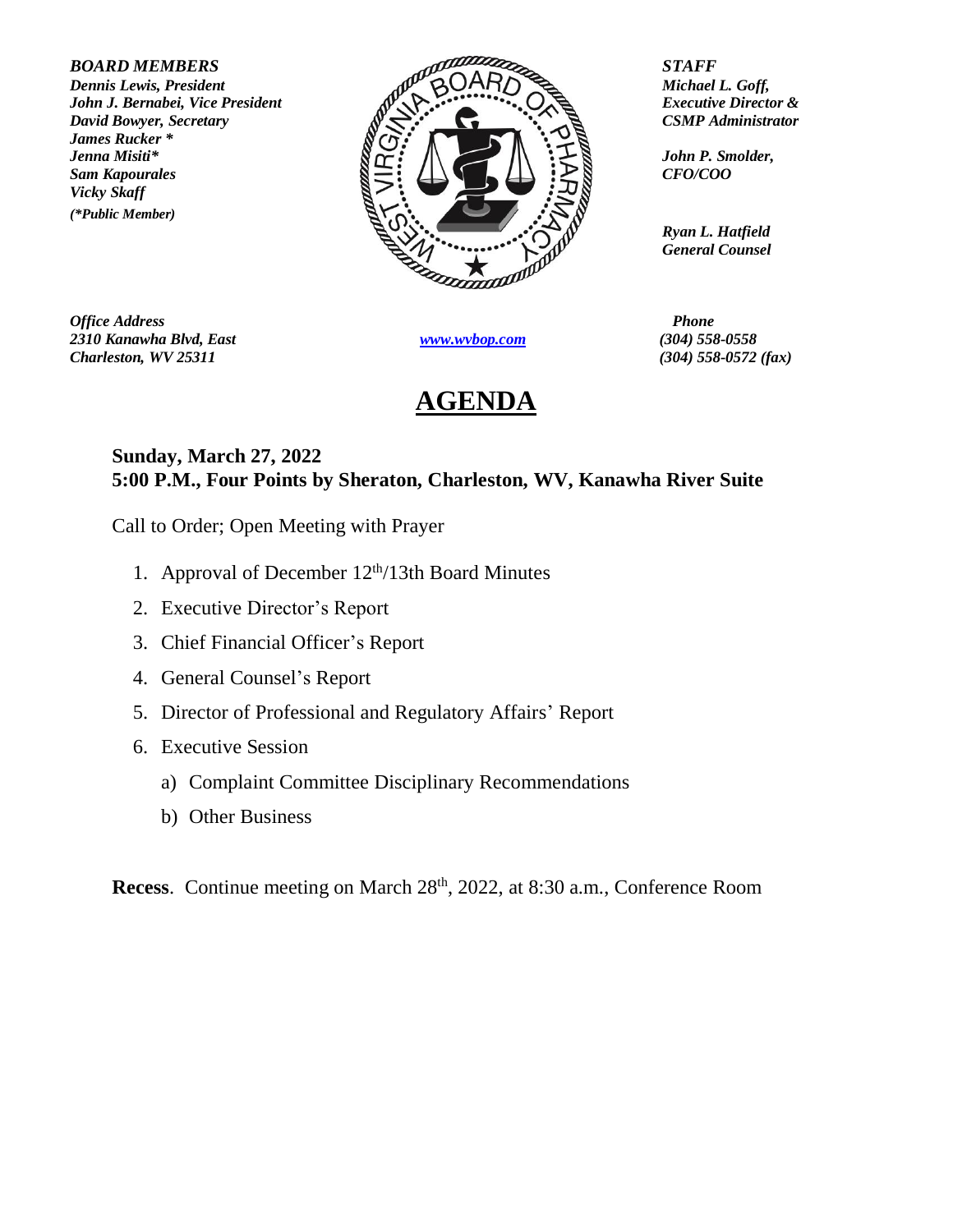***BOARD MEMBERS***
***Dennis Lewis, President***
***John J. Bernabei, Vice President***
***David Bowyer, Secretary***
***James Rucker \****
***Jenna Misiti\****
***Sam Kapourales***
***Vicky Skaff***
***(\*Public Member)***

***STAFF***
***Michael L. Goff,***
***Executive Director &***
***CSMP Administrator***

***John P. Smolder,***
***CFO/COO***

***Ryan L. Hatfield***
***General Counsel***

***Office Address***
***2310 Kanawha Blvd, East***
***Charleston, WV 25311***

[www.wvbop.com](http://www.wvbop.com)

***Phone***
***(304) 558-0558***
***(304) 558-0572 (fax)***

# AGENDA

**Sunday, March 27, 2022**
**5:00 P.M., Four Points by Sheraton, Charleston, WV, Kanawha River Suite**

Call to Order; Open Meeting with Prayer

1. Approval of December 12th/13th Board Minutes
2. Executive Director's Report
3. Chief Financial Officer's Report
4. General Counsel's Report
5. Director of Professional and Regulatory Affairs' Report
6. Executive Session
   a) Complaint Committee Disciplinary Recommendations
   b) Other Business

**Recess**. Continue meeting on March 28th, 2022, at 8:30 a.m., Conference Room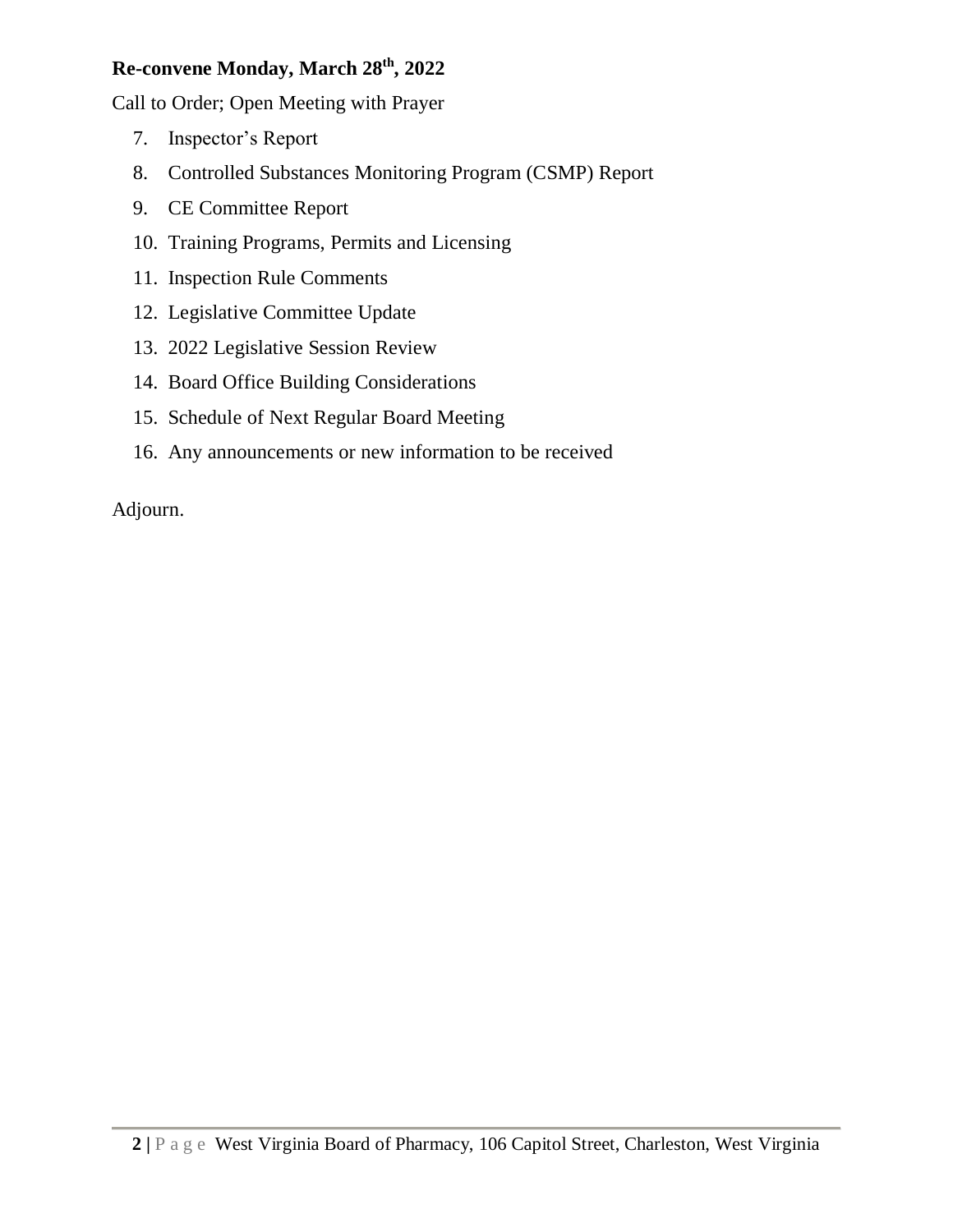**Re-convene Monday, March 28th, 2022**

Call to Order; Open Meeting with Prayer

7. Inspector's Report
8. Controlled Substances Monitoring Program (CSMP) Report
9. CE Committee Report
10. Training Programs, Permits and Licensing
11. Inspection Rule Comments
12. Legislative Committee Update
13. 2022 Legislative Session Review
14. Board Office Building Considerations
15. Schedule of Next Regular Board Meeting
16. Any announcements or new information to be received

Adjourn.